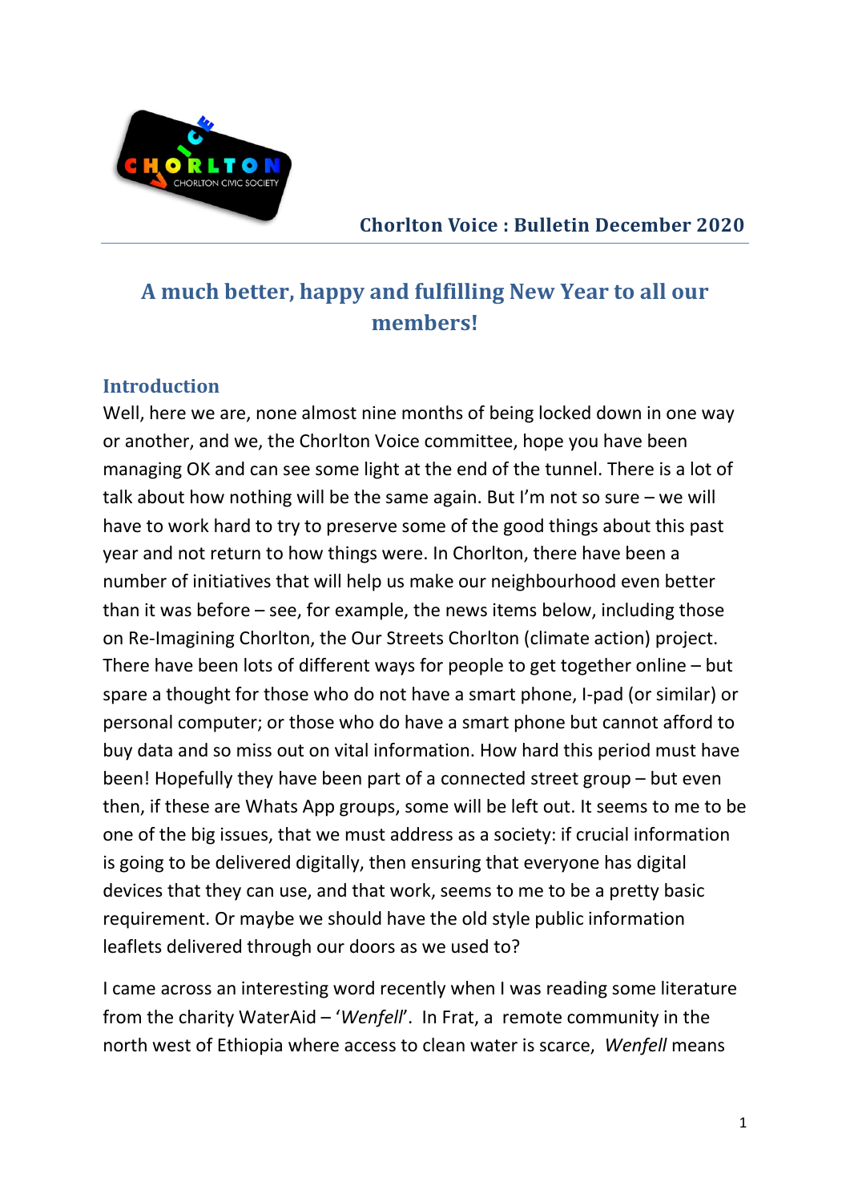Chorlton Voice : Bulletin December 2020

# A much better, happy and fulfilling New Year to all our members!

## Introduction

Well, here we are, none almost nine months of being locked down in one way or another, and we, the Chorlton Voice committee, hope you have been managing OK and can see some light at the end of the tunnel. There is a lot of talk about how nothing will be the same again. But I'm not so sure – we will have to work hard to try to preserve some of the good things about this past year and not return to how things were. In Chorlton, there have been a number of initiatives that will help us make our neighbourhood even better than it was before – see, for example, the news items below, including those on Re-Imagining Chorlton, the Our Streets Chorlton (climate action) project. There have been lots of different ways for people to get together online – but spare a thought for those who do not have a smart phone, I-pad (or similar) or personal computer; or those who do have a smart phone but cannot afford to buy data and so miss out on vital information. How hard this period must have been! Hopefully they have been part of a connected street group – but even then, if these are Whats App groups, some will be left out. It seems to me to be one of the big issues, that we must address as a society: if crucial information is going to be delivered digitally, then ensuring that everyone has digital devices that they can use, and that work, seems to me to be a pretty basic requirement. Or maybe we should have the old style public information leaflets delivered through our doors as we used to?

I came across an interesting word recently when I was reading some literature from the charity WaterAid – '*Wenfell*'. In Frat, a remote community in the north west of Ethiopia where access to clean water is scarce, *Wenfell* means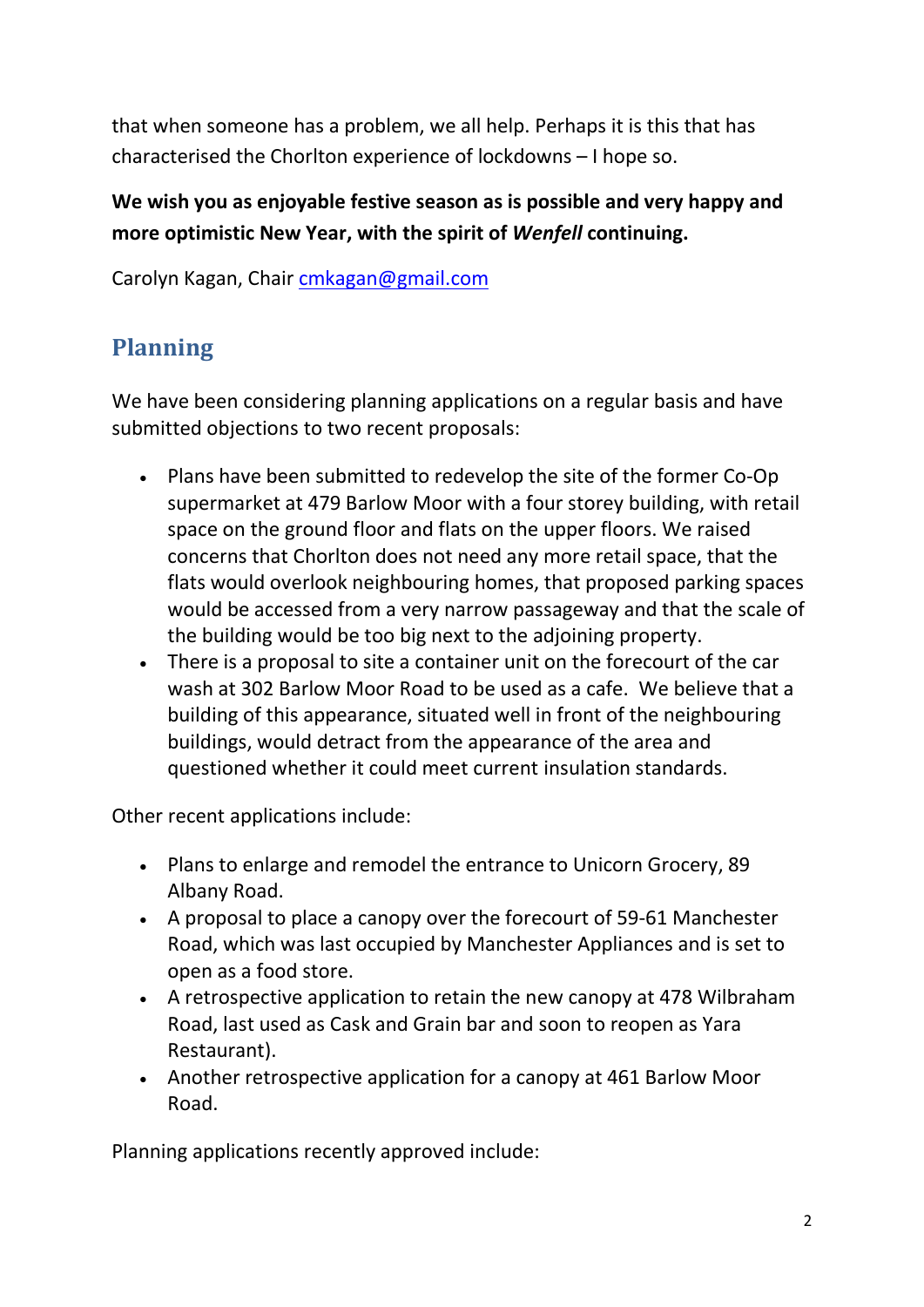that when someone has a problem, we all help. Perhaps it is this that has characterised the Chorlton experience of lockdowns – I hope so.

**We wish you as enjoyable festive season as is possible and very happy and more optimistic New Year, with the spirit of *Wenfell* continuing.**

Carolyn Kagan, Chair cmkagan@gmail.com

## Planning

We have been considering planning applications on a regular basis and have submitted objections to two recent proposals:

- Plans have been submitted to redevelop the site of the former Co-Op supermarket at 479 Barlow Moor with a four storey building, with retail space on the ground floor and flats on the upper floors. We raised concerns that Chorlton does not need any more retail space, that the flats would overlook neighbouring homes, that proposed parking spaces would be accessed from a very narrow passageway and that the scale of the building would be too big next to the adjoining property.
- There is a proposal to site a container unit on the forecourt of the car wash at 302 Barlow Moor Road to be used as a cafe. We believe that a building of this appearance, situated well in front of the neighbouring buildings, would detract from the appearance of the area and questioned whether it could meet current insulation standards.

Other recent applications include:

- Plans to enlarge and remodel the entrance to Unicorn Grocery, 89 Albany Road.
- A proposal to place a canopy over the forecourt of 59-61 Manchester Road, which was last occupied by Manchester Appliances and is set to open as a food store.
- A retrospective application to retain the new canopy at 478 Wilbraham Road, last used as Cask and Grain bar and soon to reopen as Yara Restaurant).
- Another retrospective application for a canopy at 461 Barlow Moor Road.

Planning applications recently approved include: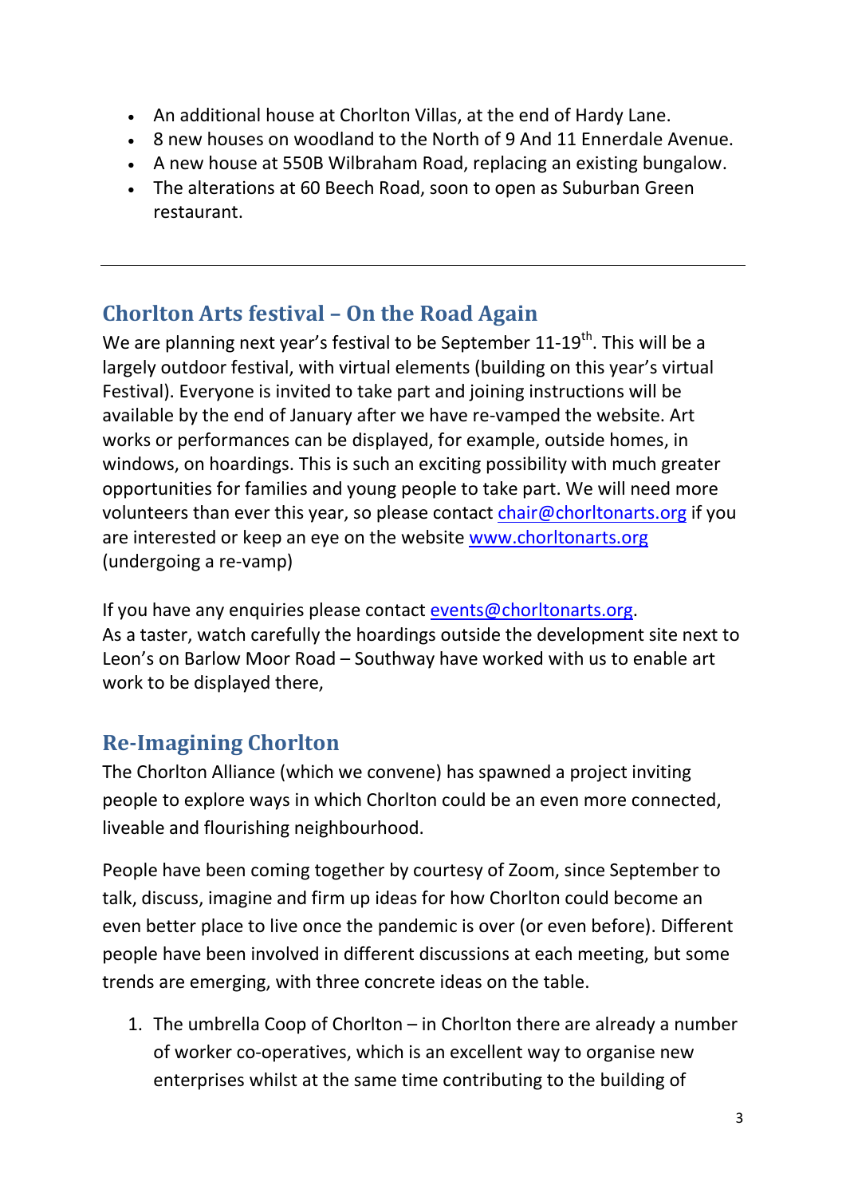- An additional house at Chorlton Villas, at the end of Hardy Lane.
- 8 new houses on woodland to the North of 9 And 11 Ennerdale Avenue.
- A new house at 550B Wilbraham Road, replacing an existing bungalow.
- The alterations at 60 Beech Road, soon to open as Suburban Green restaurant.

---

## Chorlton Arts festival – On the Road Again

We are planning next year's festival to be September 11-19th. This will be a largely outdoor festival, with virtual elements (building on this year's virtual Festival). Everyone is invited to take part and joining instructions will be available by the end of January after we have re-vamped the website. Art works or performances can be displayed, for example, outside homes, in windows, on hoardings. This is such an exciting possibility with much greater opportunities for families and young people to take part. We will need more volunteers than ever this year, so please contact chair@chorltonarts.org if you are interested or keep an eye on the website www.chorltonarts.org (undergoing a re-vamp)

If you have any enquiries please contact events@chorltonarts.org.
As a taster, watch carefully the hoardings outside the development site next to Leon's on Barlow Moor Road – Southway have worked with us to enable art work to be displayed there,

## Re-Imagining Chorlton

The Chorlton Alliance (which we convene) has spawned a project inviting people to explore ways in which Chorlton could be an even more connected, liveable and flourishing neighbourhood.

People have been coming together by courtesy of Zoom, since September to talk, discuss, imagine and firm up ideas for how Chorlton could become an even better place to live once the pandemic is over (or even before). Different people have been involved in different discussions at each meeting, but some trends are emerging, with three concrete ideas on the table.

1. The umbrella Coop of Chorlton – in Chorlton there are already a number of worker co-operatives, which is an excellent way to organise new enterprises whilst at the same time contributing to the building of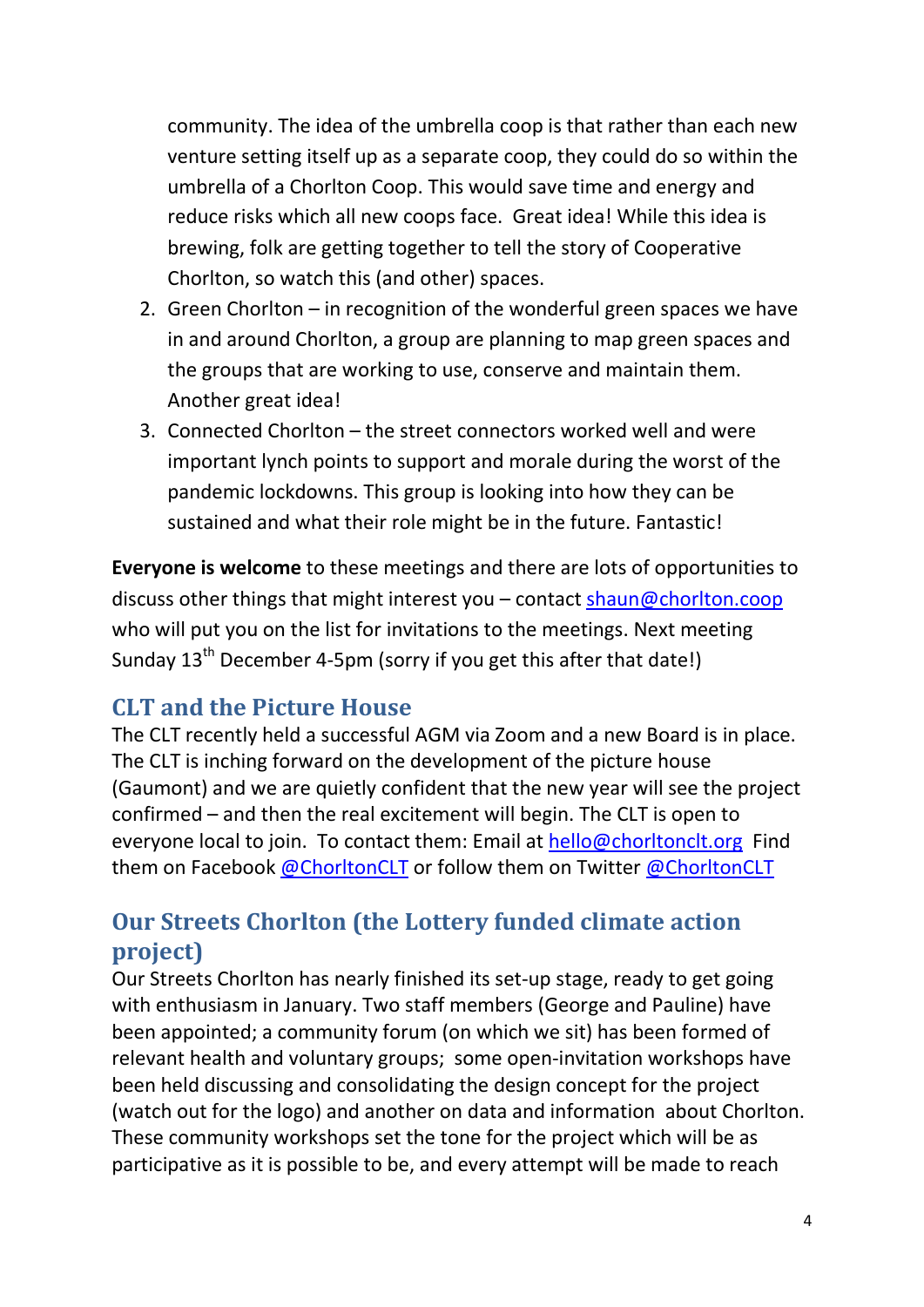community. The idea of the umbrella coop is that rather than each new venture setting itself up as a separate coop, they could do so within the umbrella of a Chorlton Coop. This would save time and energy and reduce risks which all new coops face.  Great idea! While this idea is brewing, folk are getting together to tell the story of Cooperative Chorlton, so watch this (and other) spaces.

2. Green Chorlton – in recognition of the wonderful green spaces we have in and around Chorlton, a group are planning to map green spaces and the groups that are working to use, conserve and maintain them. Another great idea!
3. Connected Chorlton – the street connectors worked well and were important lynch points to support and morale during the worst of the pandemic lockdowns. This group is looking into how they can be sustained and what their role might be in the future. Fantastic!

**Everyone is welcome** to these meetings and there are lots of opportunities to discuss other things that might interest you – contact shaun@chorlton.coop who will put you on the list for invitations to the meetings. Next meeting Sunday 13th December 4-5pm (sorry if you get this after that date!)

## CLT and the Picture House

The CLT recently held a successful AGM via Zoom and a new Board is in place. The CLT is inching forward on the development of the picture house (Gaumont) and we are quietly confident that the new year will see the project confirmed – and then the real excitement will begin. The CLT is open to everyone local to join.  To contact them: Email at hello@chorltonclt.org  Find them on Facebook @ChorltonCLT or follow them on Twitter @ChorltonCLT

## Our Streets Chorlton (the Lottery funded climate action project)

Our Streets Chorlton has nearly finished its set-up stage, ready to get going with enthusiasm in January. Two staff members (George and Pauline) have been appointed; a community forum (on which we sit) has been formed of relevant health and voluntary groups;  some open-invitation workshops have been held discussing and consolidating the design concept for the project (watch out for the logo) and another on data and information  about Chorlton. These community workshops set the tone for the project which will be as participative as it is possible to be, and every attempt will be made to reach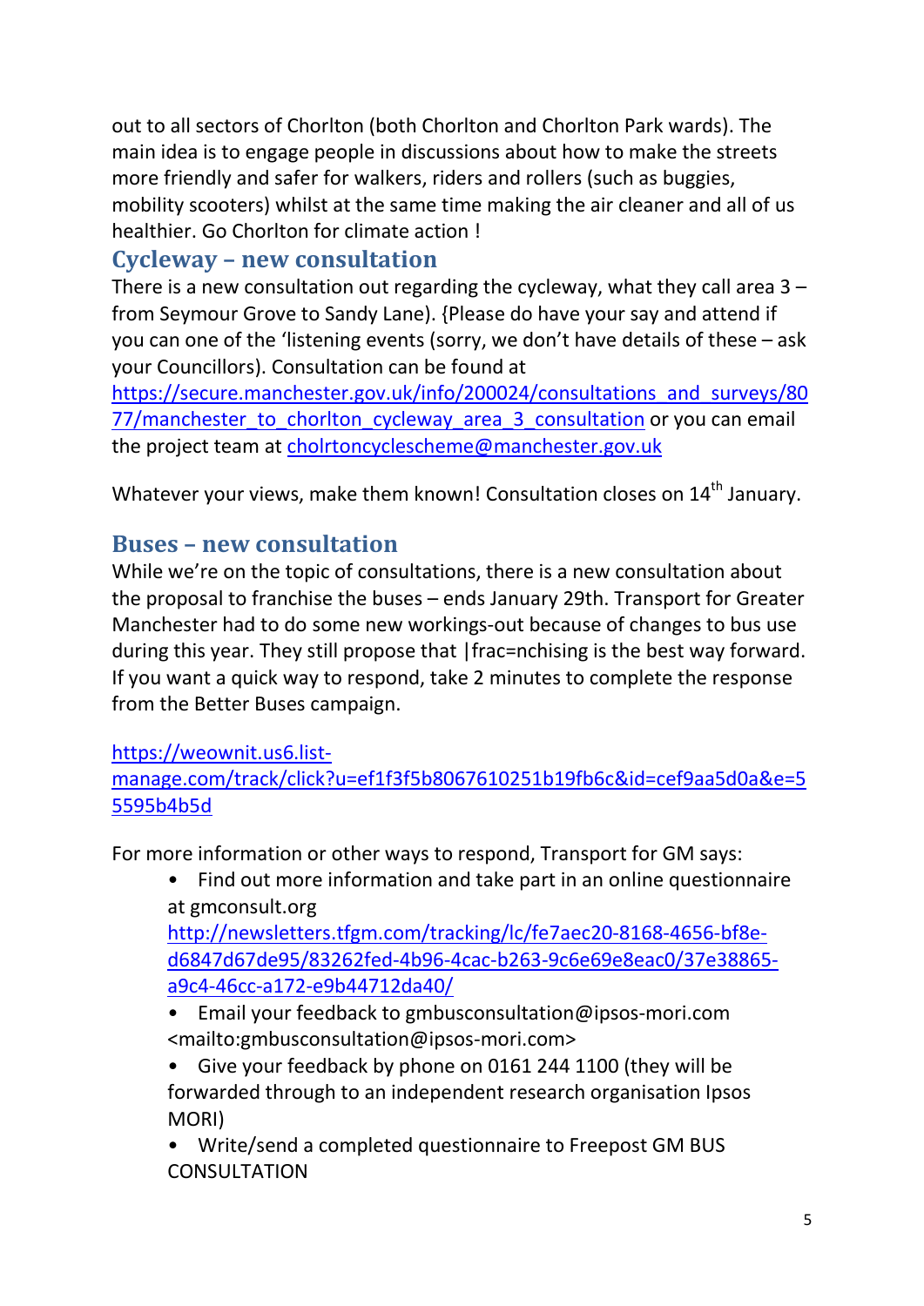out to all sectors of Chorlton (both Chorlton and Chorlton Park wards). The main idea is to engage people in discussions about how to make the streets more friendly and safer for walkers, riders and rollers (such as buggies, mobility scooters) whilst at the same time making the air cleaner and all of us healthier. Go Chorlton for climate action !

## Cycleway – new consultation

There is a new consultation out regarding the cycleway, what they call area 3 – from Seymour Grove to Sandy Lane). {Please do have your say and attend if you can one of the 'listening events (sorry, we don't have details of these – ask your Councillors). Consultation can be found at [https://secure.manchester.gov.uk/info/200024/consultations_and_surveys/8077/manchester_to_chorlton_cycleway_area_3_consultation](https://secure.manchester.gov.uk/info/200024/consultations_and_surveys/8077/manchester_to_chorlton_cycleway_area_3_consultation) or you can email the project team at [cholrtoncyclescheme@manchester.gov.uk](mailto:cholrtoncyclescheme@manchester.gov.uk)

Whatever your views, make them known! Consultation closes on 14th January.

## Buses – new consultation

While we're on the topic of consultations, there is a new consultation about the proposal to franchise the buses – ends January 29th. Transport for Greater Manchester had to do some new workings-out because of changes to bus use during this year. They still propose that |frac=nchising is the best way forward. If you want a quick way to respond, take 2 minutes to complete the response from the Better Buses campaign.

[https://weownit.us6.list-manage.com/track/click?u=ef1f3f5b8067610251b19fb6c&id=cef9aa5d0a&e=55595b4b5d](https://weownit.us6.list-manage.com/track/click?u=ef1f3f5b8067610251b19fb6c&id=cef9aa5d0a&e=55595b4b5d)

For more information or other ways to respond, Transport for GM says:

- Find out more information and take part in an online questionnaire at gmconsult.org [http://newsletters.tfgm.com/tracking/lc/fe7aec20-8168-4656-bf8e-d6847d67de95/83262fed-4b96-4cac-b263-9c6e69e8eac0/37e38865-a9c4-46cc-a172-e9b44712da40/](http://newsletters.tfgm.com/tracking/lc/fe7aec20-8168-4656-bf8e-d6847d67de95/83262fed-4b96-4cac-b263-9c6e69e8eac0/37e38865-a9c4-46cc-a172-e9b44712da40/)
- Email your feedback to gmbusconsultation@ipsos-mori.com <mailto:gmbusconsultation@ipsos-mori.com>
- Give your feedback by phone on 0161 244 1100 (they will be forwarded through to an independent research organisation Ipsos MORI)
- Write/send a completed questionnaire to Freepost GM BUS CONSULTATION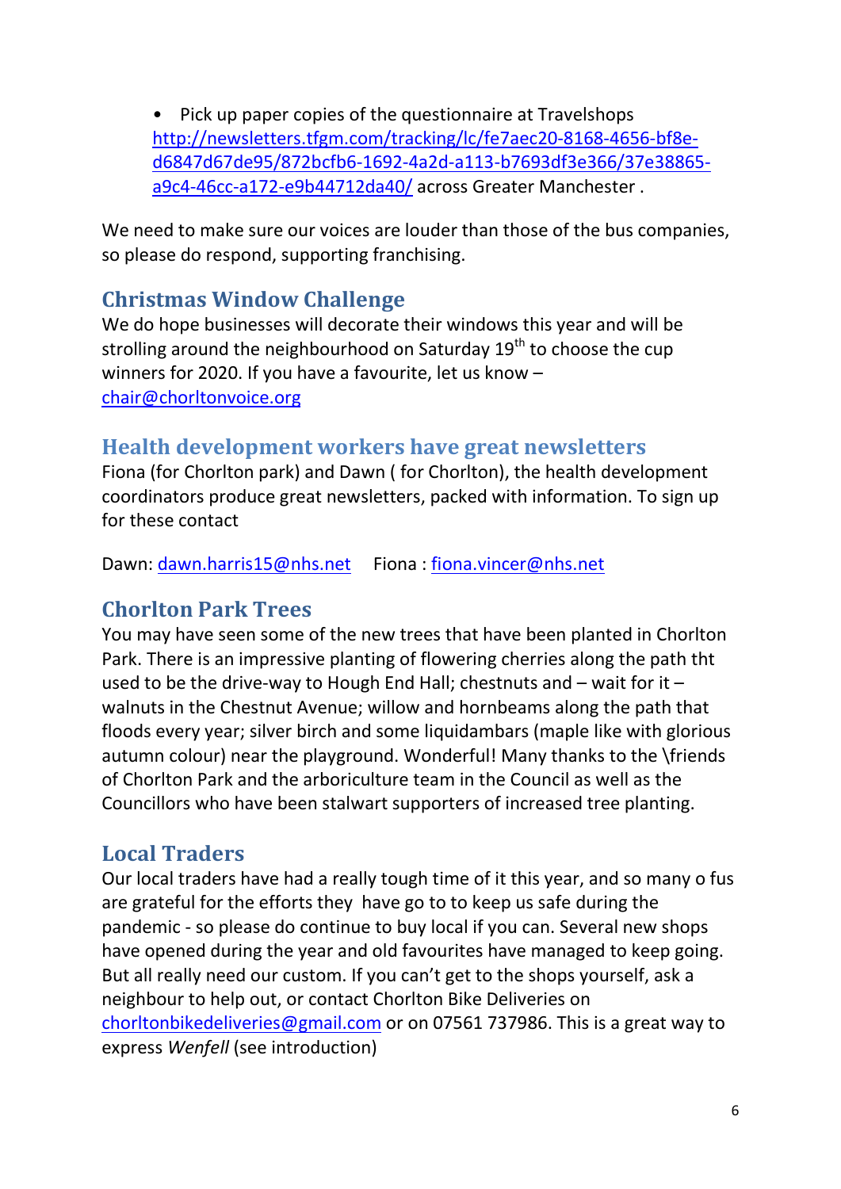- Pick up paper copies of the questionnaire at Travelshops http://newsletters.tfgm.com/tracking/lc/fe7aec20-8168-4656-bf8e-d6847d67de95/872bcfb6-1692-4a2d-a113-b7693df3e366/37e38865-a9c4-46cc-a172-e9b44712da40/ across Greater Manchester .

We need to make sure our voices are louder than those of the bus companies, so please do respond, supporting franchising.

## Christmas Window Challenge

We do hope businesses will decorate their windows this year and will be strolling around the neighbourhood on Saturday 19th to choose the cup winners for 2020. If you have a favourite, let us know – chair@chorltonvoice.org

## Health development workers have great newsletters

Fiona (for Chorlton park) and Dawn ( for Chorlton), the health development coordinators produce great newsletters, packed with information. To sign up for these contact

Dawn: dawn.harris15@nhs.net     Fiona : fiona.vincer@nhs.net

## Chorlton Park Trees

You may have seen some of the new trees that have been planted in Chorlton Park. There is an impressive planting of flowering cherries along the path tht used to be the drive-way to Hough End Hall; chestnuts and – wait for it – walnuts in the Chestnut Avenue; willow and hornbeams along the path that floods every year; silver birch and some liquidambars (maple like with glorious autumn colour) near the playground. Wonderful! Many thanks to the \friends of Chorlton Park and the arboriculture team in the Council as well as the Councillors who have been stalwart supporters of increased tree planting.

## Local Traders

Our local traders have had a really tough time of it this year, and so many o fus are grateful for the efforts they  have go to to keep us safe during the pandemic - so please do continue to buy local if you can. Several new shops have opened during the year and old favourites have managed to keep going. But all really need our custom. If you can't get to the shops yourself, ask a neighbour to help out, or contact Chorlton Bike Deliveries on chorltonbikedeliveries@gmail.com or on 07561 737986. This is a great way to express *Wenfell* (see introduction)